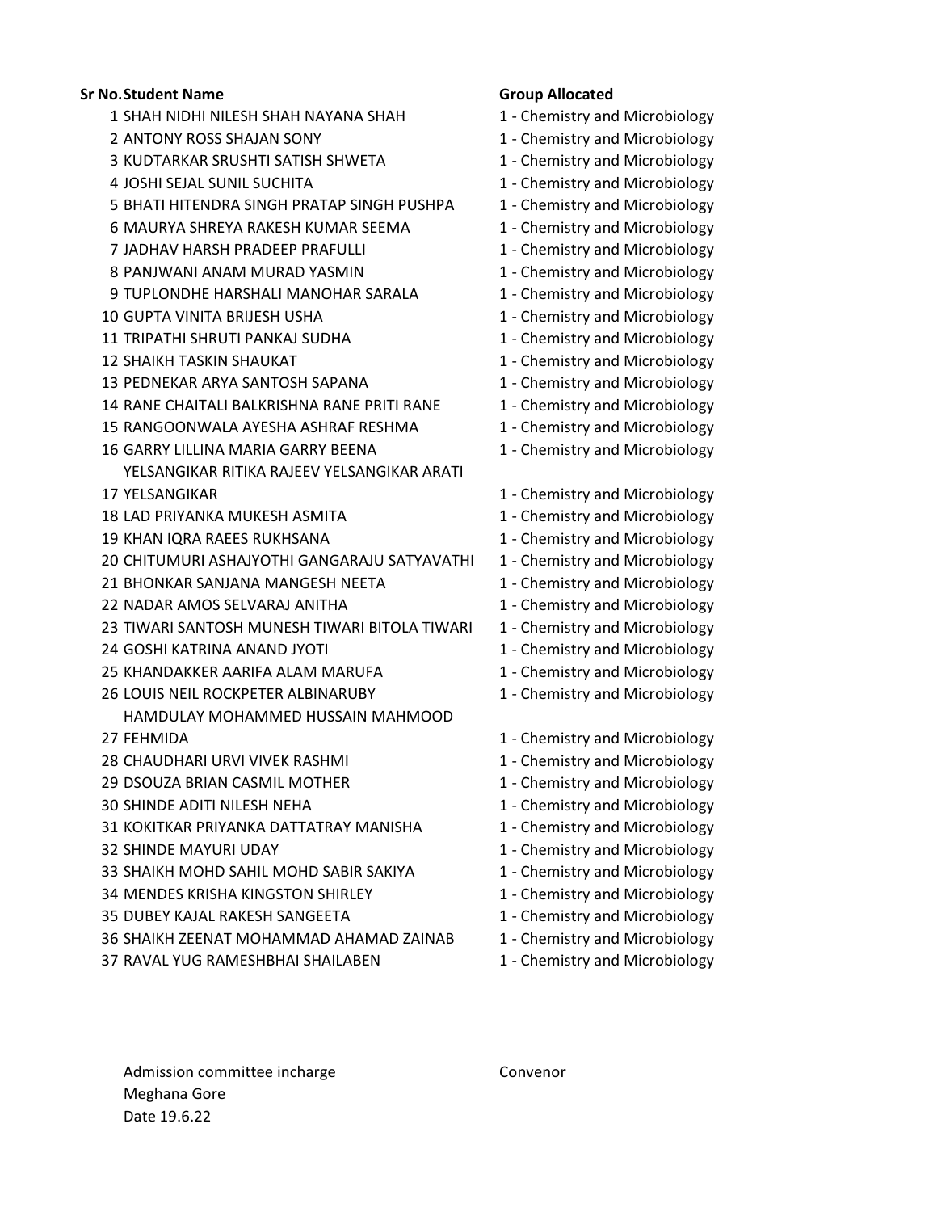| Sr No. | Student Name | Group Allocated |
| --- | --- | --- |
| 1 | SHAH NIDHI NILESH SHAH NAYANA SHAH | 1 - Chemistry and Microbiology |
| 2 | ANTONY ROSS SHAJAN SONY | 1 - Chemistry and Microbiology |
| 3 | KUDTARKAR SRUSHTI SATISH SHWETA | 1 - Chemistry and Microbiology |
| 4 | JOSHI SEJAL SUNIL SUCHITA | 1 - Chemistry and Microbiology |
| 5 | BHATI HITENDRA SINGH PRATAP SINGH PUSHPA | 1 - Chemistry and Microbiology |
| 6 | MAURYA SHREYA RAKESH KUMAR SEEMA | 1 - Chemistry and Microbiology |
| 7 | JADHAV HARSH PRADEEP PRAFULLI | 1 - Chemistry and Microbiology |
| 8 | PANJWANI ANAM MURAD YASMIN | 1 - Chemistry and Microbiology |
| 9 | TUPLONDHE HARSHALI MANOHAR SARALA | 1 - Chemistry and Microbiology |
| 10 | GUPTA VINITA BRIJESH USHA | 1 - Chemistry and Microbiology |
| 11 | TRIPATHI SHRUTI PANKAJ SUDHA | 1 - Chemistry and Microbiology |
| 12 | SHAIKH TASKIN SHAUKAT | 1 - Chemistry and Microbiology |
| 13 | PEDNEKAR ARYA SANTOSH SAPANA | 1 - Chemistry and Microbiology |
| 14 | RANE CHAITALI BALKRISHNA RANE PRITI RANE | 1 - Chemistry and Microbiology |
| 15 | RANGOONWALA AYESHA ASHRAF RESHMA | 1 - Chemistry and Microbiology |
| 16 | GARRY LILLINA MARIA GARRY BEENA | 1 - Chemistry and Microbiology |
| 17 | YELSANGIKAR RITIKA RAJEEV YELSANGIKAR ARATI YELSANGIKAR | 1 - Chemistry and Microbiology |
| 18 | LAD PRIYANKA MUKESH ASMITA | 1 - Chemistry and Microbiology |
| 19 | KHAN IQRA RAEES RUKHSANA | 1 - Chemistry and Microbiology |
| 20 | CHITUMURI ASHAJYOTHI GANGARAJU SATYAVATHI | 1 - Chemistry and Microbiology |
| 21 | BHONKAR SANJANA MANGESH NEETA | 1 - Chemistry and Microbiology |
| 22 | NADAR AMOS SELVARAJ ANITHA | 1 - Chemistry and Microbiology |
| 23 | TIWARI SANTOSH MUNESH TIWARI BITOLA TIWARI | 1 - Chemistry and Microbiology |
| 24 | GOSHI KATRINA ANAND JYOTI | 1 - Chemistry and Microbiology |
| 25 | KHANDAKKER AARIFA ALAM MARUFA | 1 - Chemistry and Microbiology |
| 26 | LOUIS NEIL ROCKPETER ALBINARUBY | 1 - Chemistry and Microbiology |
| 27 | HAMDULAY MOHAMMED HUSSAIN MAHMOOD FEHMIDA | 1 - Chemistry and Microbiology |
| 28 | CHAUDHARI URVI VIVEK RASHMI | 1 - Chemistry and Microbiology |
| 29 | DSOUZA BRIAN CASMIL MOTHER | 1 - Chemistry and Microbiology |
| 30 | SHINDE ADITI NILESH NEHA | 1 - Chemistry and Microbiology |
| 31 | KOKITKAR PRIYANKA DATTATRAY MANISHA | 1 - Chemistry and Microbiology |
| 32 | SHINDE MAYURI UDAY | 1 - Chemistry and Microbiology |
| 33 | SHAIKH MOHD SAHIL MOHD SABIR SAKIYA | 1 - Chemistry and Microbiology |
| 34 | MENDES KRISHA KINGSTON SHIRLEY | 1 - Chemistry and Microbiology |
| 35 | DUBEY KAJAL RAKESH SANGEETA | 1 - Chemistry and Microbiology |
| 36 | SHAIKH ZEENAT MOHAMMAD AHAMAD ZAINAB | 1 - Chemistry and Microbiology |
| 37 | RAVAL YUG RAMESHBHAI SHAILABEN | 1 - Chemistry and Microbiology |

Admission committee incharge — Convenor

Meghana Gore

Date 19.6.22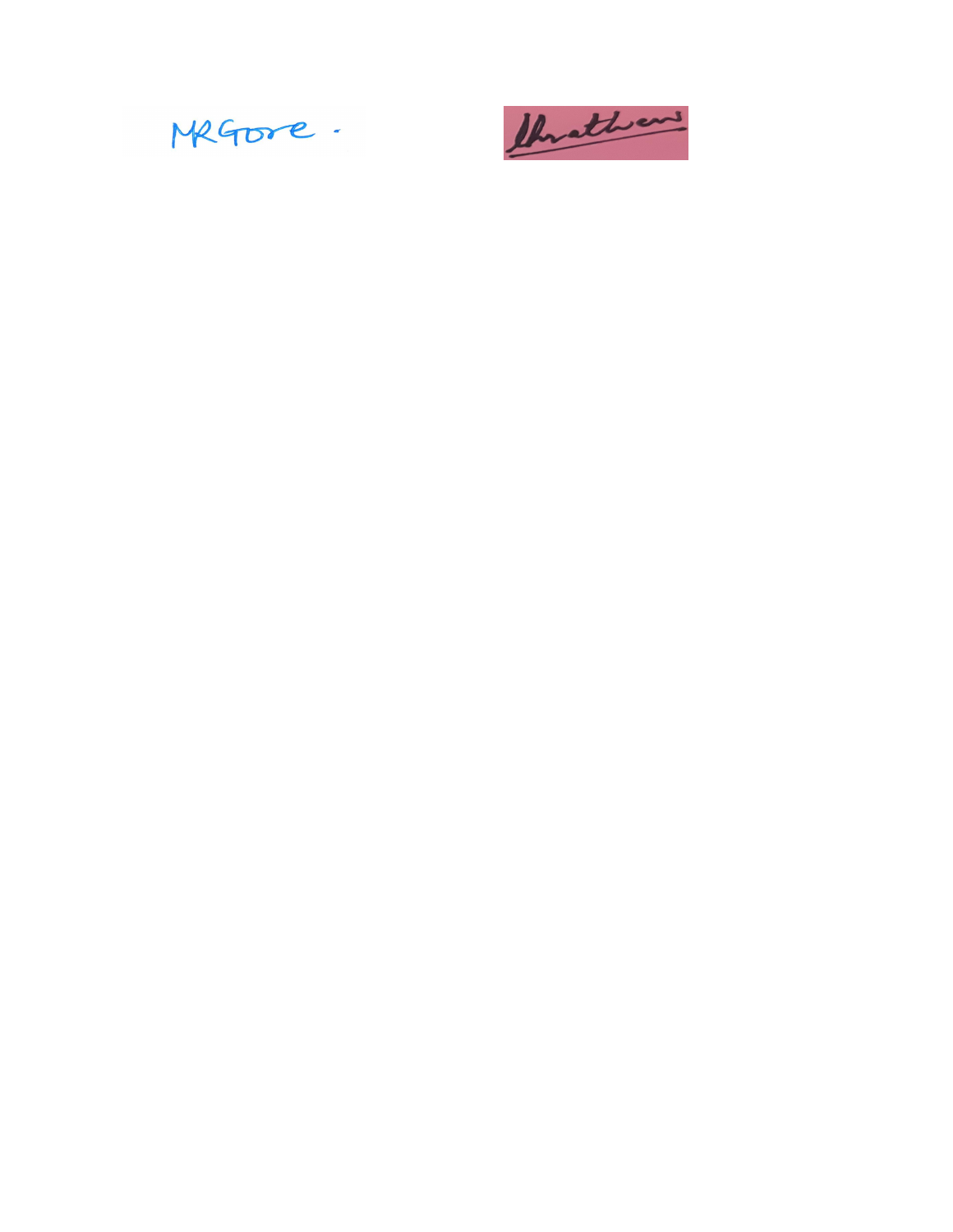MRGore .

Mathews